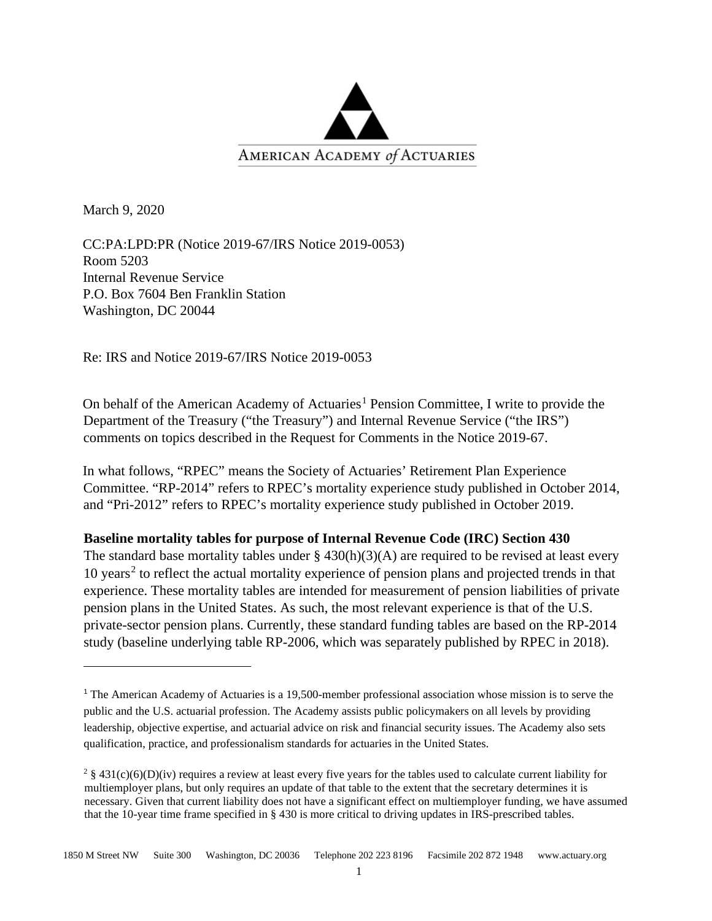AMERICAN ACADEMY *of* ACTUARIES

March 9, 2020

CC:PA:LPD:PR (Notice 2019-67/IRS Notice 2019-0053)
Room 5203
Internal Revenue Service
P.O. Box 7604 Ben Franklin Station
Washington, DC 20044

Re: IRS and Notice 2019-67/IRS Notice 2019-0053

On behalf of the American Academy of Actuaries[1] Pension Committee, I write to provide the Department of the Treasury ("the Treasury") and Internal Revenue Service ("the IRS") comments on topics described in the Request for Comments in the Notice 2019-67.

In what follows, "RPEC" means the Society of Actuaries' Retirement Plan Experience Committee. "RP-2014" refers to RPEC's mortality experience study published in October 2014, and "Pri-2012" refers to RPEC's mortality experience study published in October 2019.

**Baseline mortality tables for purpose of Internal Revenue Code (IRC) Section 430**

The standard base mortality tables under § 430(h)(3)(A) are required to be revised at least every 10 years[2] to reflect the actual mortality experience of pension plans and projected trends in that experience. These mortality tables are intended for measurement of pension liabilities of private pension plans in the United States. As such, the most relevant experience is that of the U.S. private-sector pension plans. Currently, these standard funding tables are based on the RP-2014 study (baseline underlying table RP-2006, which was separately published by RPEC in 2018).

---

[1] The American Academy of Actuaries is a 19,500-member professional association whose mission is to serve the public and the U.S. actuarial profession. The Academy assists public policymakers on all levels by providing leadership, objective expertise, and actuarial advice on risk and financial security issues. The Academy also sets qualification, practice, and professionalism standards for actuaries in the United States.

[2] § 431(c)(6)(D)(iv) requires a review at least every five years for the tables used to calculate current liability for multiemployer plans, but only requires an update of that table to the extent that the secretary determines it is necessary. Given that current liability does not have a significant effect on multiemployer funding, we have assumed that the 10-year time frame specified in § 430 is more critical to driving updates in IRS-prescribed tables.

1850 M Street NW Suite 300 Washington, DC 20036 Telephone 202 223 8196 Facsimile 202 872 1948 www.actuary.org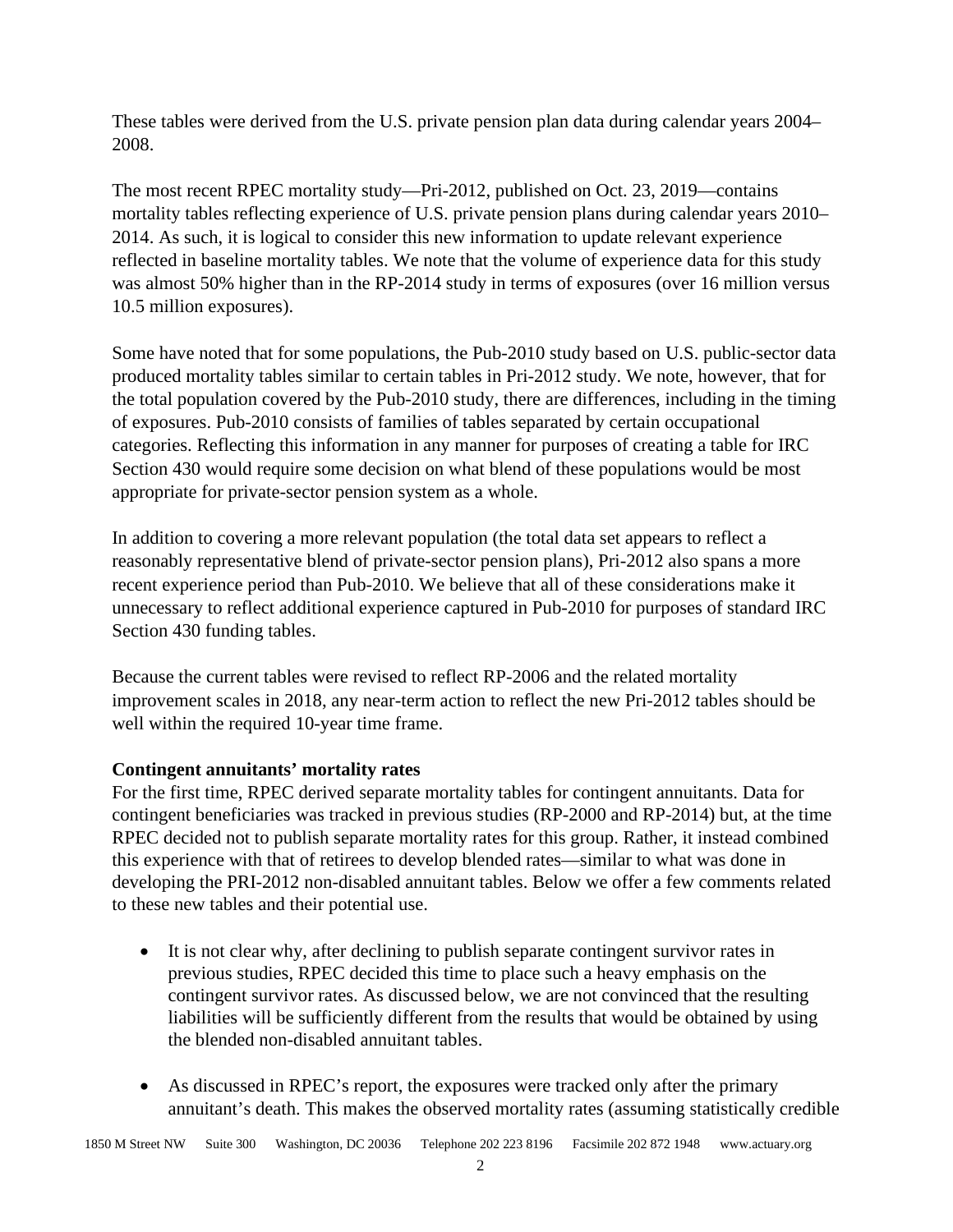These tables were derived from the U.S. private pension plan data during calendar years 2004–2008.

The most recent RPEC mortality study—Pri-2012, published on Oct. 23, 2019—contains mortality tables reflecting experience of U.S. private pension plans during calendar years 2010–2014. As such, it is logical to consider this new information to update relevant experience reflected in baseline mortality tables. We note that the volume of experience data for this study was almost 50% higher than in the RP-2014 study in terms of exposures (over 16 million versus 10.5 million exposures).

Some have noted that for some populations, the Pub-2010 study based on U.S. public-sector data produced mortality tables similar to certain tables in Pri-2012 study. We note, however, that for the total population covered by the Pub-2010 study, there are differences, including in the timing of exposures. Pub-2010 consists of families of tables separated by certain occupational categories. Reflecting this information in any manner for purposes of creating a table for IRC Section 430 would require some decision on what blend of these populations would be most appropriate for private-sector pension system as a whole.

In addition to covering a more relevant population (the total data set appears to reflect a reasonably representative blend of private-sector pension plans), Pri-2012 also spans a more recent experience period than Pub-2010. We believe that all of these considerations make it unnecessary to reflect additional experience captured in Pub-2010 for purposes of standard IRC Section 430 funding tables.

Because the current tables were revised to reflect RP-2006 and the related mortality improvement scales in 2018, any near-term action to reflect the new Pri-2012 tables should be well within the required 10-year time frame.

**Contingent annuitants' mortality rates**

For the first time, RPEC derived separate mortality tables for contingent annuitants. Data for contingent beneficiaries was tracked in previous studies (RP-2000 and RP-2014) but, at the time RPEC decided not to publish separate mortality rates for this group. Rather, it instead combined this experience with that of retirees to develop blended rates—similar to what was done in developing the PRI-2012 non-disabled annuitant tables. Below we offer a few comments related to these new tables and their potential use.

- It is not clear why, after declining to publish separate contingent survivor rates in previous studies, RPEC decided this time to place such a heavy emphasis on the contingent survivor rates. As discussed below, we are not convinced that the resulting liabilities will be sufficiently different from the results that would be obtained by using the blended non-disabled annuitant tables.
- As discussed in RPEC's report, the exposures were tracked only after the primary annuitant's death. This makes the observed mortality rates (assuming statistically credible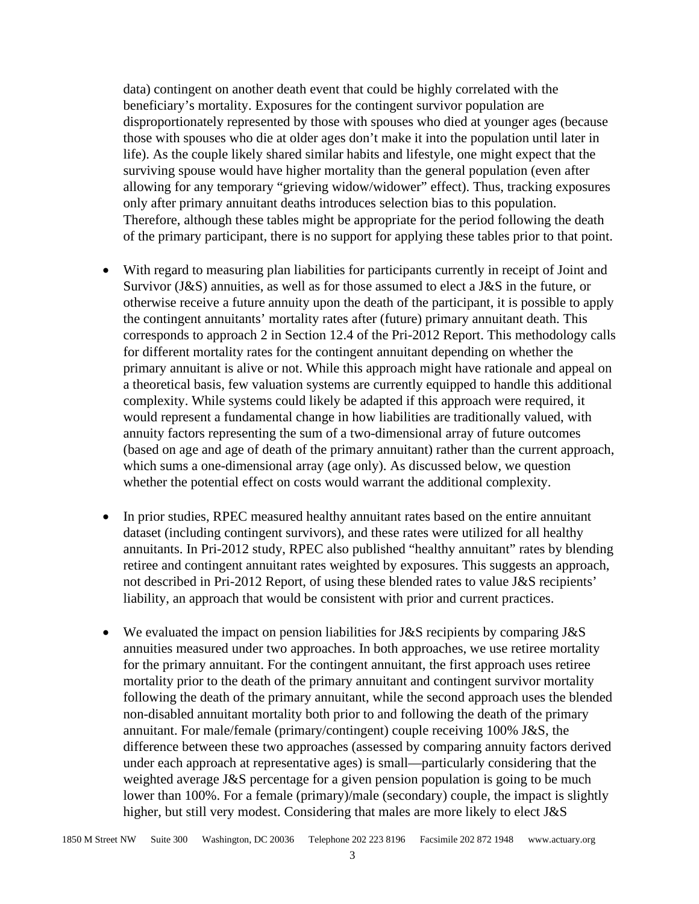data) contingent on another death event that could be highly correlated with the beneficiary's mortality. Exposures for the contingent survivor population are disproportionately represented by those with spouses who died at younger ages (because those with spouses who die at older ages don't make it into the population until later in life). As the couple likely shared similar habits and lifestyle, one might expect that the surviving spouse would have higher mortality than the general population (even after allowing for any temporary "grieving widow/widower" effect). Thus, tracking exposures only after primary annuitant deaths introduces selection bias to this population. Therefore, although these tables might be appropriate for the period following the death of the primary participant, there is no support for applying these tables prior to that point.

- With regard to measuring plan liabilities for participants currently in receipt of Joint and Survivor (J&S) annuities, as well as for those assumed to elect a J&S in the future, or otherwise receive a future annuity upon the death of the participant, it is possible to apply the contingent annuitants' mortality rates after (future) primary annuitant death. This corresponds to approach 2 in Section 12.4 of the Pri-2012 Report. This methodology calls for different mortality rates for the contingent annuitant depending on whether the primary annuitant is alive or not. While this approach might have rationale and appeal on a theoretical basis, few valuation systems are currently equipped to handle this additional complexity. While systems could likely be adapted if this approach were required, it would represent a fundamental change in how liabilities are traditionally valued, with annuity factors representing the sum of a two-dimensional array of future outcomes (based on age and age of death of the primary annuitant) rather than the current approach, which sums a one-dimensional array (age only). As discussed below, we question whether the potential effect on costs would warrant the additional complexity.

- In prior studies, RPEC measured healthy annuitant rates based on the entire annuitant dataset (including contingent survivors), and these rates were utilized for all healthy annuitants. In Pri-2012 study, RPEC also published "healthy annuitant" rates by blending retiree and contingent annuitant rates weighted by exposures. This suggests an approach, not described in Pri-2012 Report, of using these blended rates to value J&S recipients' liability, an approach that would be consistent with prior and current practices.

- We evaluated the impact on pension liabilities for J&S recipients by comparing J&S annuities measured under two approaches. In both approaches, we use retiree mortality for the primary annuitant. For the contingent annuitant, the first approach uses retiree mortality prior to the death of the primary annuitant and contingent survivor mortality following the death of the primary annuitant, while the second approach uses the blended non-disabled annuitant mortality both prior to and following the death of the primary annuitant. For male/female (primary/contingent) couple receiving 100% J&S, the difference between these two approaches (assessed by comparing annuity factors derived under each approach at representative ages) is small—particularly considering that the weighted average J&S percentage for a given pension population is going to be much lower than 100%. For a female (primary)/male (secondary) couple, the impact is slightly higher, but still very modest. Considering that males are more likely to elect J&S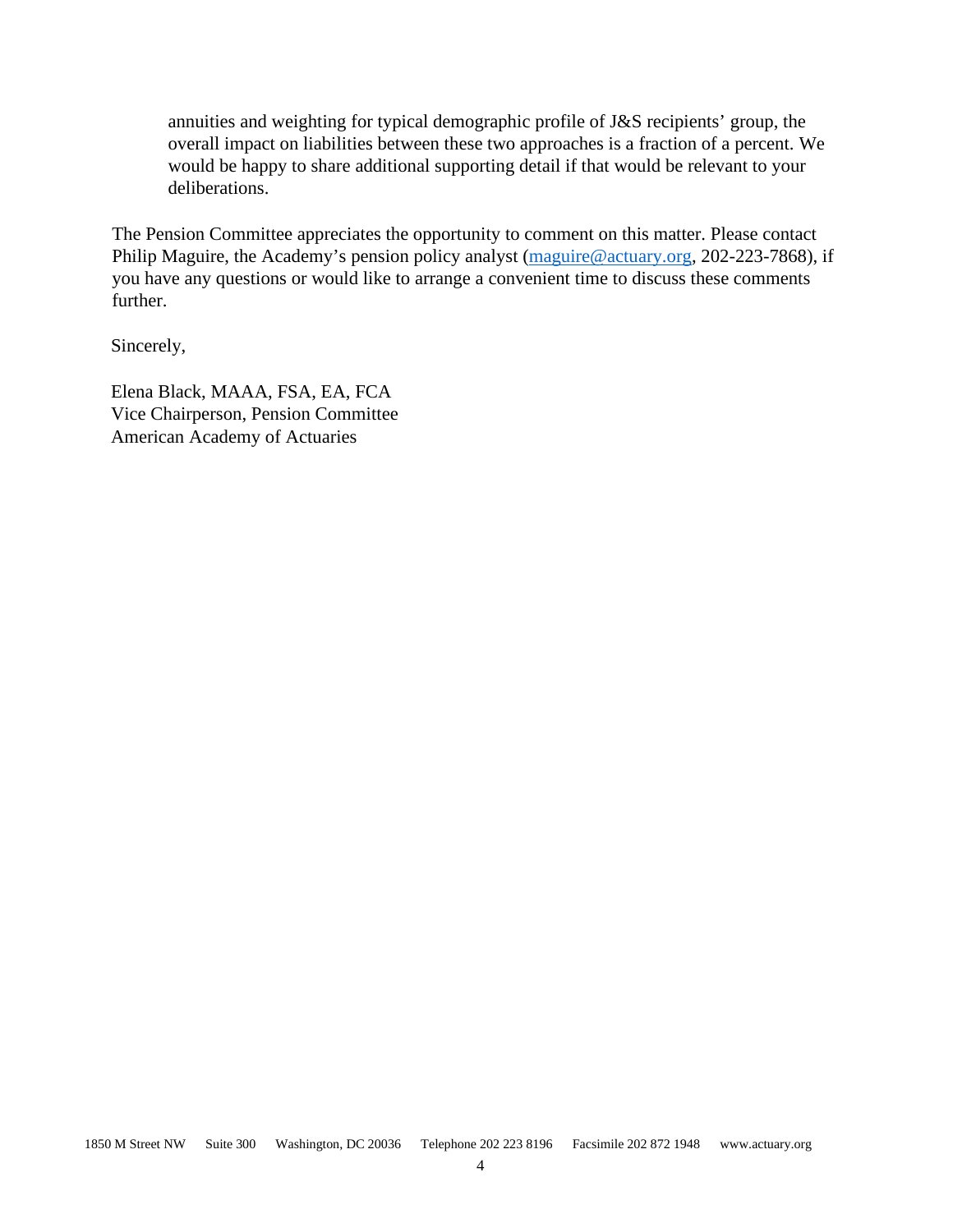annuities and weighting for typical demographic profile of J&S recipients' group, the overall impact on liabilities between these two approaches is a fraction of a percent. We would be happy to share additional supporting detail if that would be relevant to your deliberations.

The Pension Committee appreciates the opportunity to comment on this matter. Please contact Philip Maguire, the Academy's pension policy analyst (maguire@actuary.org, 202-223-7868), if you have any questions or would like to arrange a convenient time to discuss these comments further.

Sincerely,

Elena Black, MAAA, FSA, EA, FCA
Vice Chairperson, Pension Committee
American Academy of Actuaries